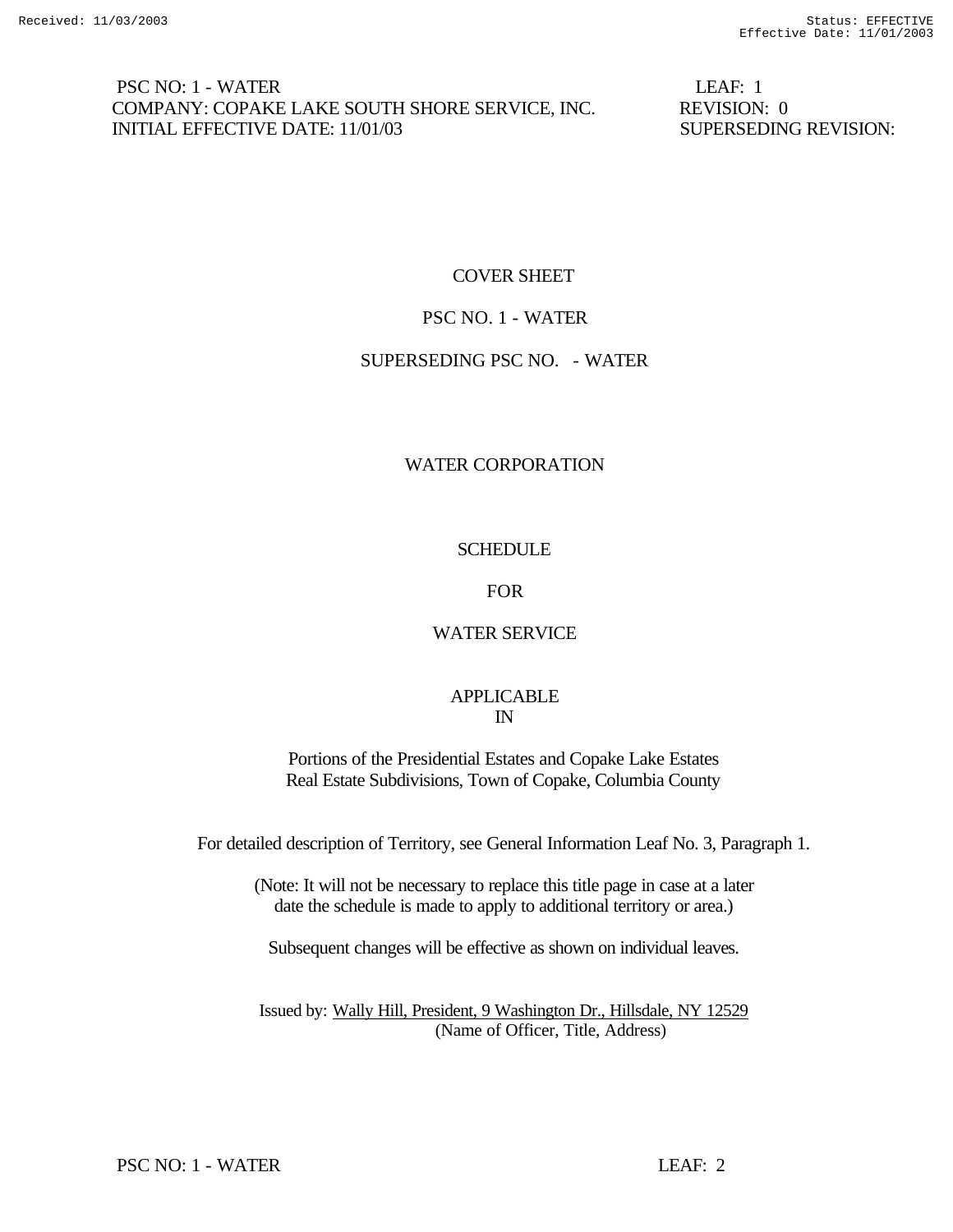PSC NO: 1 - WATER | LEAF: 1
COMPANY: COPAKE LAKE SOUTH SHORE SERVICE, INC. | REVISION: 0
INITIAL EFFECTIVE DATE: 11/01/03 | SUPERSEDING REVISION:

# COVER SHEET

## PSC NO. 1 - WATER

SUPERSEDING PSC NO. - WATER

## WATER CORPORATION

## SCHEDULE

## FOR

## WATER SERVICE

APPLICABLE
IN

Portions of the Presidential Estates and Copake Lake Estates
Real Estate Subdivisions, Town of Copake, Columbia County

For detailed description of Territory, see General Information Leaf No. 3, Paragraph 1.

(Note: It will not be necessary to replace this title page in case at a later date the schedule is made to apply to additional territory or area.)

Subsequent changes will be effective as shown on individual leaves.

Issued by: Wally Hill, President, 9 Washington Dr., Hillsdale, NY 12529
(Name of Officer, Title, Address)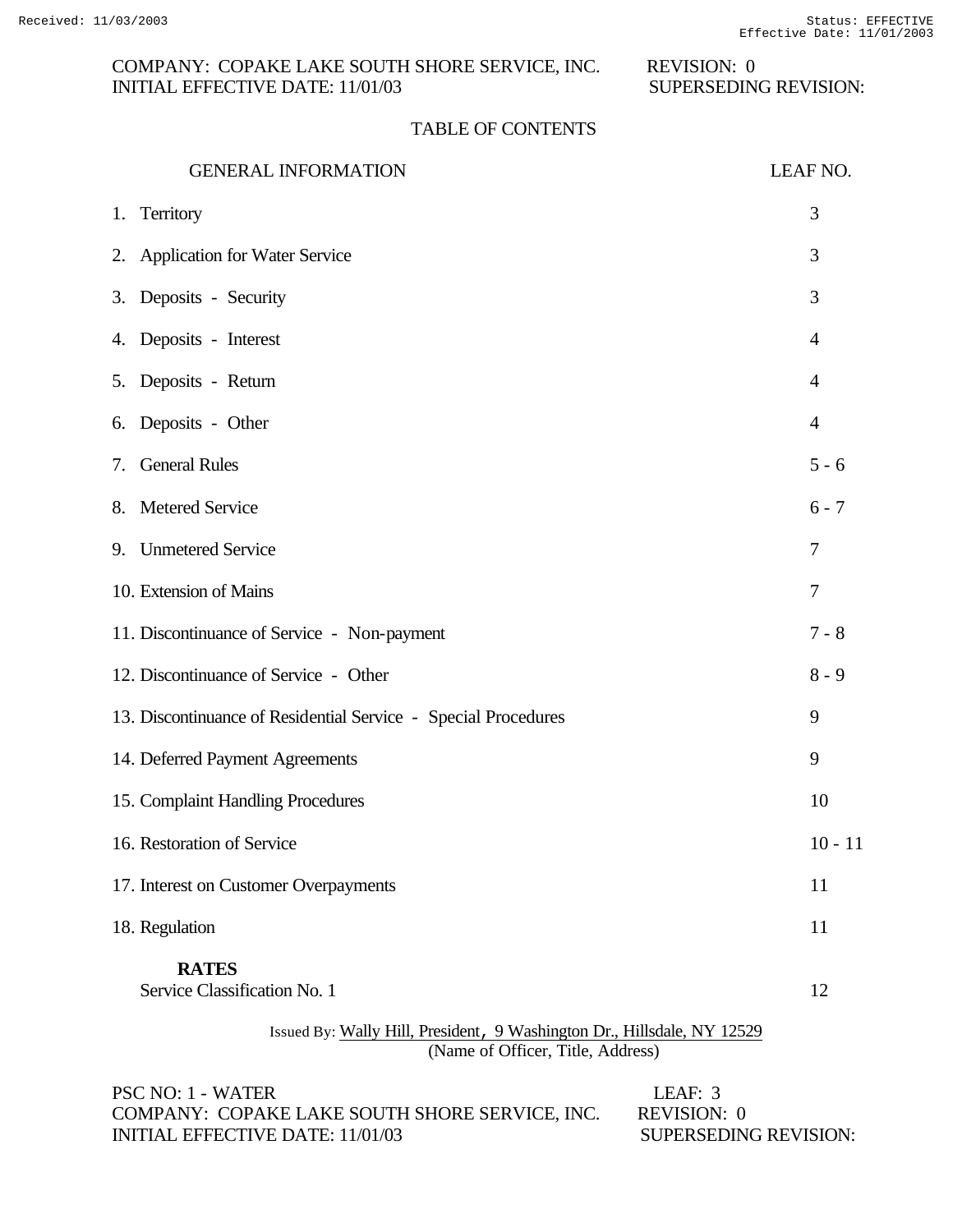COMPANY: COPAKE LAKE SOUTH SHORE SERVICE, INC. REVISION: 0
INITIAL EFFECTIVE DATE: 11/01/03 SUPERSEDING REVISION:

# TABLE OF CONTENTS

| GENERAL INFORMATION | LEAF NO. |
|---|---|
| 1. Territory | 3 |
| 2. Application for Water Service | 3 |
| 3. Deposits - Security | 3 |
| 4. Deposits - Interest | 4 |
| 5. Deposits - Return | 4 |
| 6. Deposits - Other | 4 |
| 7. General Rules | 5 - 6 |
| 8. Metered Service | 6 - 7 |
| 9. Unmetered Service | 7 |
| 10. Extension of Mains | 7 |
| 11. Discontinuance of Service - Non-payment | 7 - 8 |
| 12. Discontinuance of Service - Other | 8 - 9 |
| 13. Discontinuance of Residential Service - Special Procedures | 9 |
| 14. Deferred Payment Agreements | 9 |
| 15. Complaint Handling Procedures | 10 |
| 16. Restoration of Service | 10 - 11 |
| 17. Interest on Customer Overpayments | 11 |
| 18. Regulation | 11 |
| **RATES** | |
| Service Classification No. 1 | 12 |

Issued By: Wally Hill, President, 9 Washington Dr., Hillsdale, NY 12529
(Name of Officer, Title, Address)

PSC NO: 1 - WATER LEAF: 3
COMPANY: COPAKE LAKE SOUTH SHORE SERVICE, INC. REVISION: 0
INITIAL EFFECTIVE DATE: 11/01/03 SUPERSEDING REVISION: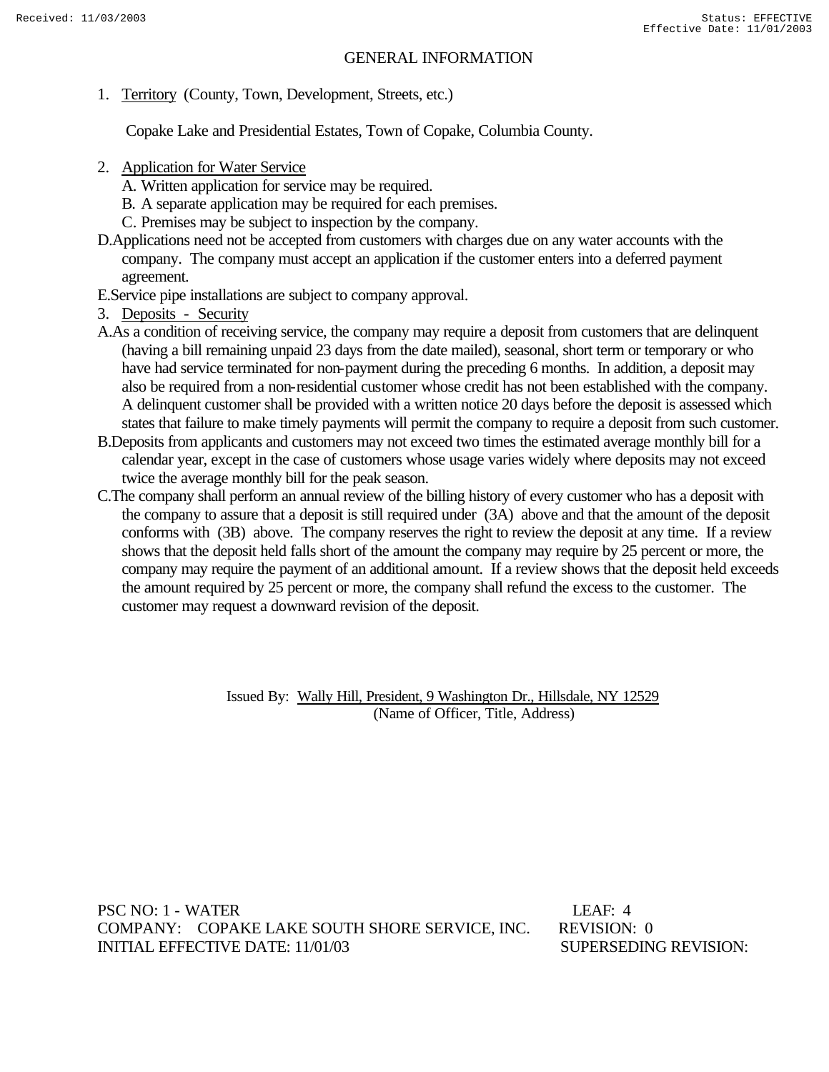# GENERAL INFORMATION

1. Territory (County, Town, Development, Streets, etc.)

   Copake Lake and Presidential Estates, Town of Copake, Columbia County.

2. Application for Water Service
   - A. Written application for service may be required.
   - B. A separate application may be required for each premises.
   - C. Premises may be subject to inspection by the company.
   - D. Applications need not be accepted from customers with charges due on any water accounts with the company. The company must accept an application if the customer enters into a deferred payment agreement.
   - E. Service pipe installations are subject to company approval.

3. Deposits - Security
   - A. As a condition of receiving service, the company may require a deposit from customers that are delinquent (having a bill remaining unpaid 23 days from the date mailed), seasonal, short term or temporary or who have had service terminated for non-payment during the preceding 6 months. In addition, a deposit may also be required from a non-residential customer whose credit has not been established with the company. A delinquent customer shall be provided with a written notice 20 days before the deposit is assessed which states that failure to make timely payments will permit the company to require a deposit from such customer.
   - B. Deposits from applicants and customers may not exceed two times the estimated average monthly bill for a calendar year, except in the case of customers whose usage varies widely where deposits may not exceed twice the average monthly bill for the peak season.
   - C. The company shall perform an annual review of the billing history of every customer who has a deposit with the company to assure that a deposit is still required under (3A) above and that the amount of the deposit conforms with (3B) above. The company reserves the right to review the deposit at any time. If a review shows that the deposit held falls short of the amount the company may require by 25 percent or more, the company may require the payment of an additional amount. If a review shows that the deposit held exceeds the amount required by 25 percent or more, the company shall refund the excess to the customer. The customer may request a downward revision of the deposit.

Issued By: Wally Hill, President, 9 Washington Dr., Hillsdale, NY 12529
(Name of Officer, Title, Address)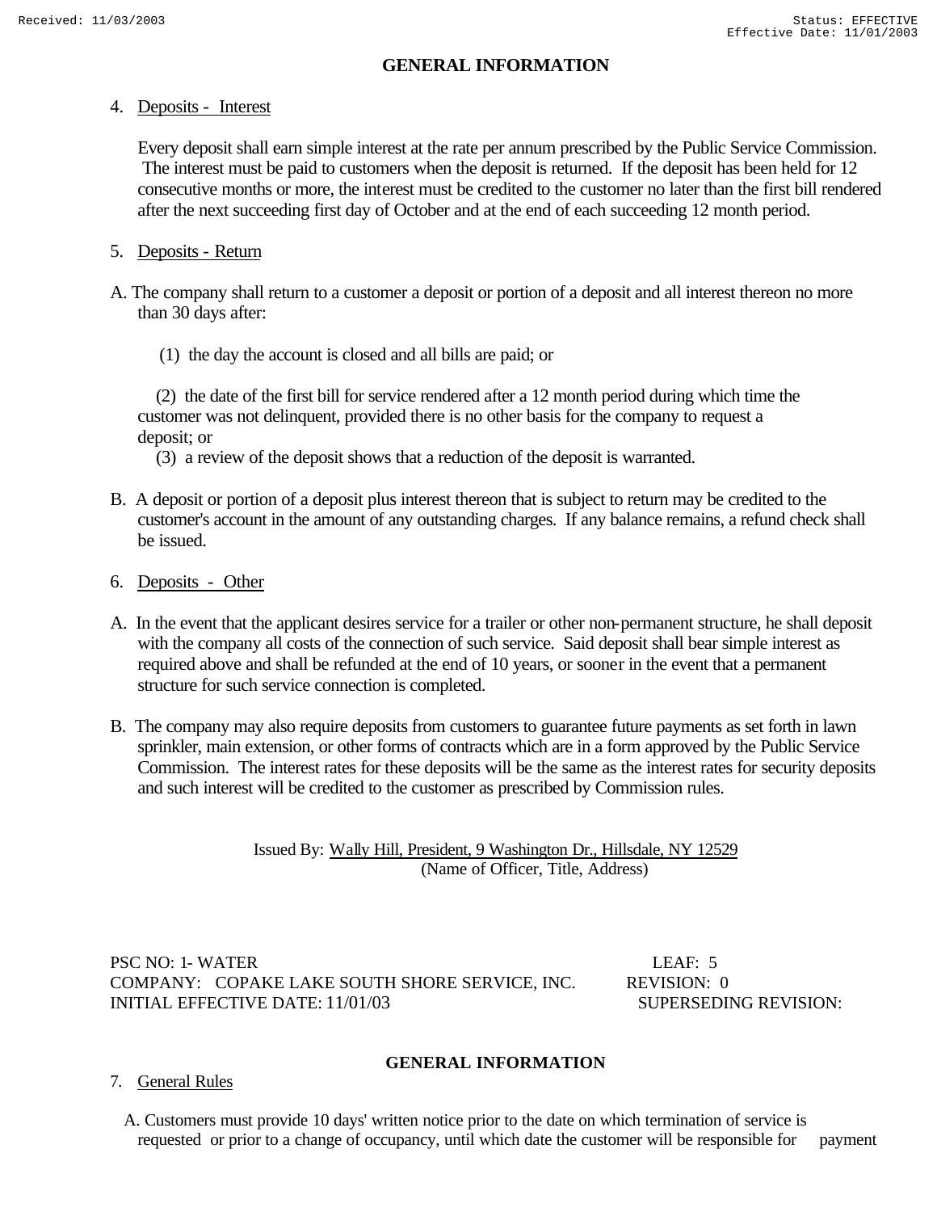## GENERAL INFORMATION

4. Deposits - Interest

Every deposit shall earn simple interest at the rate per annum prescribed by the Public Service Commission. The interest must be paid to customers when the deposit is returned. If the deposit has been held for 12 consecutive months or more, the interest must be credited to the customer no later than the first bill rendered after the next succeeding first day of October and at the end of each succeeding 12 month period.

5. Deposits - Return

A. The company shall return to a customer a deposit or portion of a deposit and all interest thereon no more than 30 days after:

(1) the day the account is closed and all bills are paid; or

(2) the date of the first bill for service rendered after a 12 month period during which time the customer was not delinquent, provided there is no other basis for the company to request a deposit; or

(3) a review of the deposit shows that a reduction of the deposit is warranted.

B. A deposit or portion of a deposit plus interest thereon that is subject to return may be credited to the customer's account in the amount of any outstanding charges. If any balance remains, a refund check shall be issued.

6. Deposits - Other

A. In the event that the applicant desires service for a trailer or other non-permanent structure, he shall deposit with the company all costs of the connection of such service. Said deposit shall bear simple interest as required above and shall be refunded at the end of 10 years, or sooner in the event that a permanent structure for such service connection is completed.

B. The company may also require deposits from customers to guarantee future payments as set forth in lawn sprinkler, main extension, or other forms of contracts which are in a form approved by the Public Service Commission. The interest rates for these deposits will be the same as the interest rates for security deposits and such interest will be credited to the customer as prescribed by Commission rules.

Issued By: Wally Hill, President, 9 Washington Dr., Hillsdale, NY 12529
(Name of Officer, Title, Address)

PSC NO: 1- WATER — LEAF: 5
COMPANY: COPAKE LAKE SOUTH SHORE SERVICE, INC. — REVISION: 0
INITIAL EFFECTIVE DATE: 11/01/03 — SUPERSEDING REVISION:

## GENERAL INFORMATION

7. General Rules

A. Customers must provide 10 days' written notice prior to the date on which termination of service is requested or prior to a change of occupancy, until which date the customer will be responsible for payment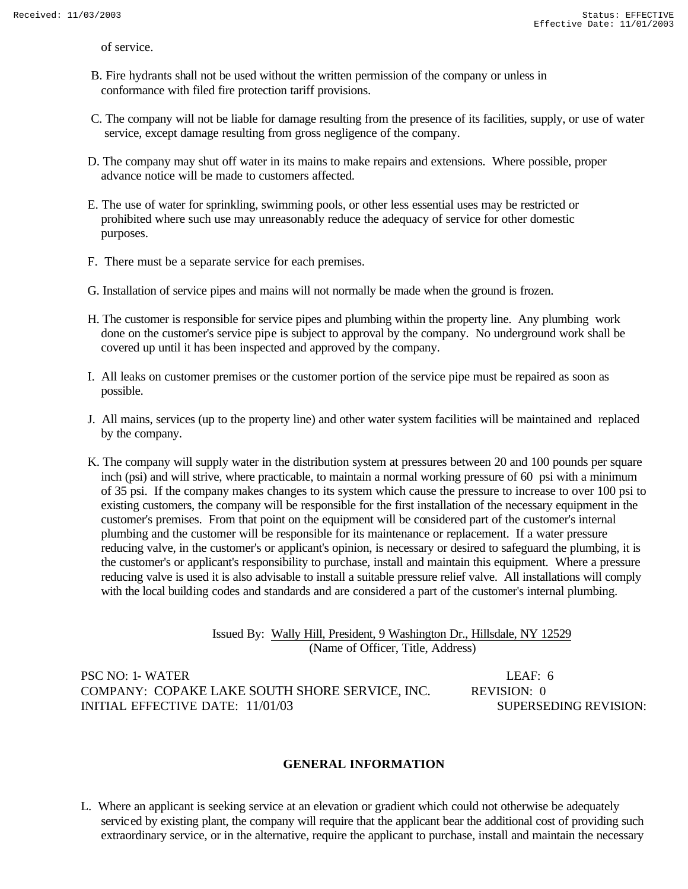of service.

B. Fire hydrants shall not be used without the written permission of the company or unless in conformance with filed fire protection tariff provisions.

C. The company will not be liable for damage resulting from the presence of its facilities, supply, or use of water service, except damage resulting from gross negligence of the company.

D. The company may shut off water in its mains to make repairs and extensions. Where possible, proper advance notice will be made to customers affected.

E. The use of water for sprinkling, swimming pools, or other less essential uses may be restricted or prohibited where such use may unreasonably reduce the adequacy of service for other domestic purposes.

F. There must be a separate service for each premises.

G. Installation of service pipes and mains will not normally be made when the ground is frozen.

H. The customer is responsible for service pipes and plumbing within the property line. Any plumbing work done on the customer's service pipe is subject to approval by the company. No underground work shall be covered up until it has been inspected and approved by the company.

I. All leaks on customer premises or the customer portion of the service pipe must be repaired as soon as possible.

J. All mains, services (up to the property line) and other water system facilities will be maintained and replaced by the company.

K. The company will supply water in the distribution system at pressures between 20 and 100 pounds per square inch (psi) and will strive, where practicable, to maintain a normal working pressure of 60 psi with a minimum of 35 psi. If the company makes changes to its system which cause the pressure to increase to over 100 psi to existing customers, the company will be responsible for the first installation of the necessary equipment in the customer's premises. From that point on the equipment will be considered part of the customer's internal plumbing and the customer will be responsible for its maintenance or replacement. If a water pressure reducing valve, in the customer's or applicant's opinion, is necessary or desired to safeguard the plumbing, it is the customer's or applicant's responsibility to purchase, install and maintain this equipment. Where a pressure reducing valve is used it is also advisable to install a suitable pressure relief valve. All installations will comply with the local building codes and standards and are considered a part of the customer's internal plumbing.

Issued By: Wally Hill, President, 9 Washington Dr., Hillsdale, NY 12529
(Name of Officer, Title, Address)

PSC NO: 1- WATER LEAF: 6
COMPANY: COPAKE LAKE SOUTH SHORE SERVICE, INC. REVISION: 0
INITIAL EFFECTIVE DATE: 11/01/03 SUPERSEDING REVISION:

## GENERAL INFORMATION

L. Where an applicant is seeking service at an elevation or gradient which could not otherwise be adequately serviced by existing plant, the company will require that the applicant bear the additional cost of providing such extraordinary service, or in the alternative, require the applicant to purchase, install and maintain the necessary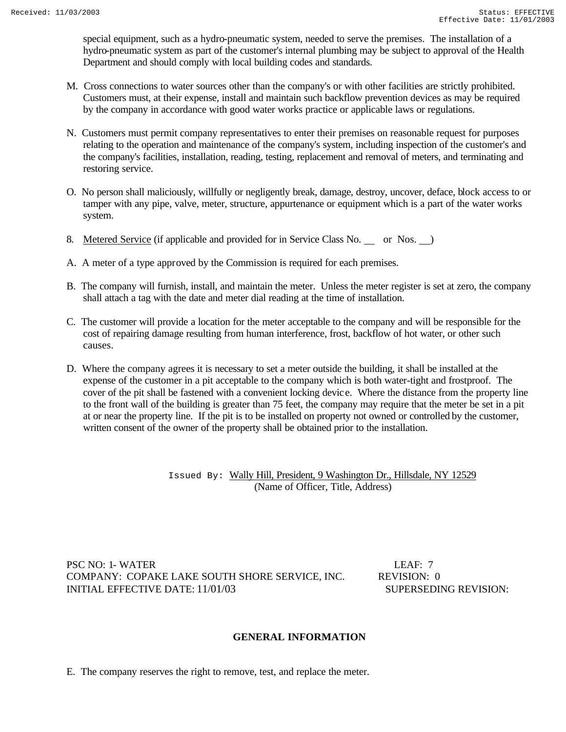special equipment, such as a hydro-pneumatic system, needed to serve the premises. The installation of a hydro-pneumatic system as part of the customer's internal plumbing may be subject to approval of the Health Department and should comply with local building codes and standards.

M. Cross connections to water sources other than the company's or with other facilities are strictly prohibited. Customers must, at their expense, install and maintain such backflow prevention devices as may be required by the company in accordance with good water works practice or applicable laws or regulations.

N. Customers must permit company representatives to enter their premises on reasonable request for purposes relating to the operation and maintenance of the company's system, including inspection of the customer's and the company's facilities, installation, reading, testing, replacement and removal of meters, and terminating and restoring service.

O. No person shall maliciously, willfully or negligently break, damage, destroy, uncover, deface, block access to or tamper with any pipe, valve, meter, structure, appurtenance or equipment which is a part of the water works system.

8. Metered Service (if applicable and provided for in Service Class No. __ or Nos. __)

A. A meter of a type approved by the Commission is required for each premises.

B. The company will furnish, install, and maintain the meter. Unless the meter register is set at zero, the company shall attach a tag with the date and meter dial reading at the time of installation.

C. The customer will provide a location for the meter acceptable to the company and will be responsible for the cost of repairing damage resulting from human interference, frost, backflow of hot water, or other such causes.

D. Where the company agrees it is necessary to set a meter outside the building, it shall be installed at the expense of the customer in a pit acceptable to the company which is both water-tight and frostproof. The cover of the pit shall be fastened with a convenient locking device. Where the distance from the property line to the front wall of the building is greater than 75 feet, the company may require that the meter be set in a pit at or near the property line. If the pit is to be installed on property not owned or controlled by the customer, written consent of the owner of the property shall be obtained prior to the installation.

Issued By: Wally Hill, President, 9 Washington Dr., Hillsdale, NY 12529
(Name of Officer, Title, Address)

PSC NO: 1- WATER LEAF: 7
COMPANY: COPAKE LAKE SOUTH SHORE SERVICE, INC. REVISION: 0
INITIAL EFFECTIVE DATE: 11/01/03 SUPERSEDING REVISION:

## GENERAL INFORMATION

E. The company reserves the right to remove, test, and replace the meter.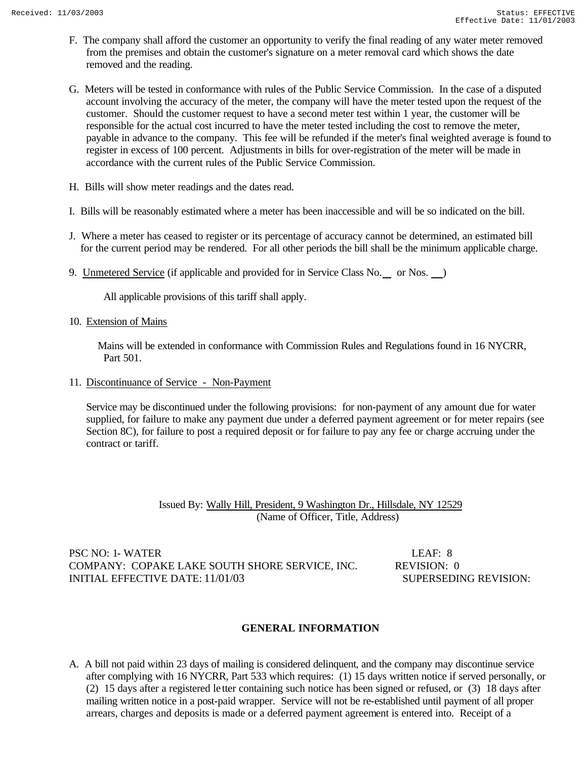F. The company shall afford the customer an opportunity to verify the final reading of any water meter removed from the premises and obtain the customer's signature on a meter removal card which shows the date removed and the reading.

G. Meters will be tested in conformance with rules of the Public Service Commission. In the case of a disputed account involving the accuracy of the meter, the company will have the meter tested upon the request of the customer. Should the customer request to have a second meter test within 1 year, the customer will be responsible for the actual cost incurred to have the meter tested including the cost to remove the meter, payable in advance to the company. This fee will be refunded if the meter's final weighted average is found to register in excess of 100 percent. Adjustments in bills for over-registration of the meter will be made in accordance with the current rules of the Public Service Commission.

H. Bills will show meter readings and the dates read.

I. Bills will be reasonably estimated where a meter has been inaccessible and will be so indicated on the bill.

J. Where a meter has ceased to register or its percentage of accuracy cannot be determined, an estimated bill for the current period may be rendered. For all other periods the bill shall be the minimum applicable charge.

9. Unmetered Service (if applicable and provided for in Service Class No. \_\_ or Nos. \_\_)

All applicable provisions of this tariff shall apply.

10. Extension of Mains

Mains will be extended in conformance with Commission Rules and Regulations found in 16 NYCRR, Part 501.

11. Discontinuance of Service - Non-Payment

Service may be discontinued under the following provisions: for non-payment of any amount due for water supplied, for failure to make any payment due under a deferred payment agreement or for meter repairs (see Section 8C), for failure to post a required deposit or for failure to pay any fee or charge accruing under the contract or tariff.

Issued By: Wally Hill, President, 9 Washington Dr., Hillsdale, NY 12529
(Name of Officer, Title, Address)

PSC NO: 1- WATER — LEAF: 8
COMPANY: COPAKE LAKE SOUTH SHORE SERVICE, INC. — REVISION: 0
INITIAL EFFECTIVE DATE: 11/01/03 — SUPERSEDING REVISION:

## GENERAL INFORMATION

A. A bill not paid within 23 days of mailing is considered delinquent, and the company may discontinue service after complying with 16 NYCRR, Part 533 which requires: (1) 15 days written notice if served personally, or (2) 15 days after a registered letter containing such notice has been signed or refused, or (3) 18 days after mailing written notice in a post-paid wrapper. Service will not be re-established until payment of all proper arrears, charges and deposits is made or a deferred payment agreement is entered into. Receipt of a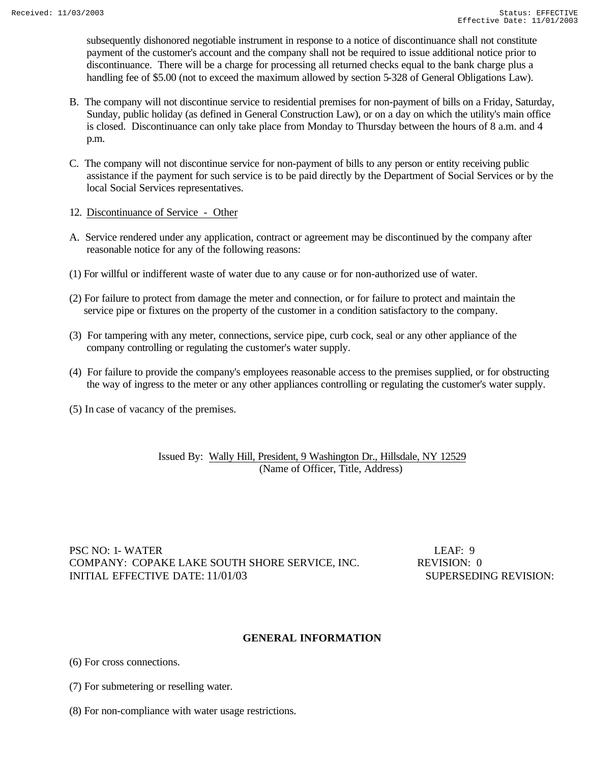subsequently dishonored negotiable instrument in response to a notice of discontinuance shall not constitute payment of the customer's account and the company shall not be required to issue additional notice prior to discontinuance. There will be a charge for processing all returned checks equal to the bank charge plus a handling fee of $5.00 (not to exceed the maximum allowed by section 5-328 of General Obligations Law).

B. The company will not discontinue service to residential premises for non-payment of bills on a Friday, Saturday, Sunday, public holiday (as defined in General Construction Law), or on a day on which the utility's main office is closed. Discontinuance can only take place from Monday to Thursday between the hours of 8 a.m. and 4 p.m.

C. The company will not discontinue service for non-payment of bills to any person or entity receiving public assistance if the payment for such service is to be paid directly by the Department of Social Services or by the local Social Services representatives.

12. Discontinuance of Service - Other

A. Service rendered under any application, contract or agreement may be discontinued by the company after reasonable notice for any of the following reasons:

(1) For willful or indifferent waste of water due to any cause or for non-authorized use of water.

(2) For failure to protect from damage the meter and connection, or for failure to protect and maintain the service pipe or fixtures on the property of the customer in a condition satisfactory to the company.

(3) For tampering with any meter, connections, service pipe, curb cock, seal or any other appliance of the company controlling or regulating the customer's water supply.

(4) For failure to provide the company's employees reasonable access to the premises supplied, or for obstructing the way of ingress to the meter or any other appliances controlling or regulating the customer's water supply.

(5) In case of vacancy of the premises.

Issued By: Wally Hill, President, 9 Washington Dr., Hillsdale, NY 12529
(Name of Officer, Title, Address)

PSC NO: 1- WATER LEAF: 9
COMPANY: COPAKE LAKE SOUTH SHORE SERVICE, INC. REVISION: 0
INITIAL EFFECTIVE DATE: 11/01/03 SUPERSEDING REVISION:

## GENERAL INFORMATION

(6) For cross connections.

(7) For submetering or reselling water.

(8) For non-compliance with water usage restrictions.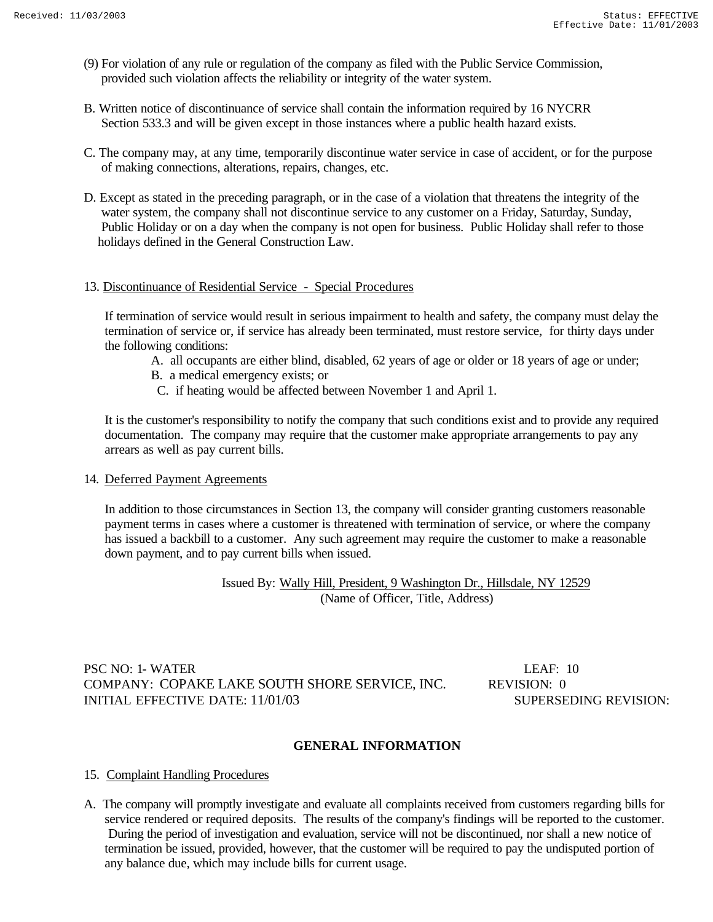(9) For violation of any rule or regulation of the company as filed with the Public Service Commission, provided such violation affects the reliability or integrity of the water system.

B. Written notice of discontinuance of service shall contain the information required by 16 NYCRR Section 533.3 and will be given except in those instances where a public health hazard exists.

C. The company may, at any time, temporarily discontinue water service in case of accident, or for the purpose of making connections, alterations, repairs, changes, etc.

D. Except as stated in the preceding paragraph, or in the case of a violation that threatens the integrity of the water system, the company shall not discontinue service to any customer on a Friday, Saturday, Sunday, Public Holiday or on a day when the company is not open for business. Public Holiday shall refer to those holidays defined in the General Construction Law.

13. Discontinuance of Residential Service - Special Procedures

If termination of service would result in serious impairment to health and safety, the company must delay the termination of service or, if service has already been terminated, must restore service, for thirty days under the following conditions:

A. all occupants are either blind, disabled, 62 years of age or older or 18 years of age or under;
B. a medical emergency exists; or
C. if heating would be affected between November 1 and April 1.

It is the customer's responsibility to notify the company that such conditions exist and to provide any required documentation. The company may require that the customer make appropriate arrangements to pay any arrears as well as pay current bills.

14. Deferred Payment Agreements

In addition to those circumstances in Section 13, the company will consider granting customers reasonable payment terms in cases where a customer is threatened with termination of service, or where the company has issued a backbill to a customer. Any such agreement may require the customer to make a reasonable down payment, and to pay current bills when issued.

Issued By: Wally Hill, President, 9 Washington Dr., Hillsdale, NY 12529
(Name of Officer, Title, Address)

PSC NO: 1- WATER LEAF: 10
COMPANY: COPAKE LAKE SOUTH SHORE SERVICE, INC. REVISION: 0
INITIAL EFFECTIVE DATE: 11/01/03 SUPERSEDING REVISION:

## GENERAL INFORMATION

15. Complaint Handling Procedures

A. The company will promptly investigate and evaluate all complaints received from customers regarding bills for service rendered or required deposits. The results of the company's findings will be reported to the customer. During the period of investigation and evaluation, service will not be discontinued, nor shall a new notice of termination be issued, provided, however, that the customer will be required to pay the undisputed portion of any balance due, which may include bills for current usage.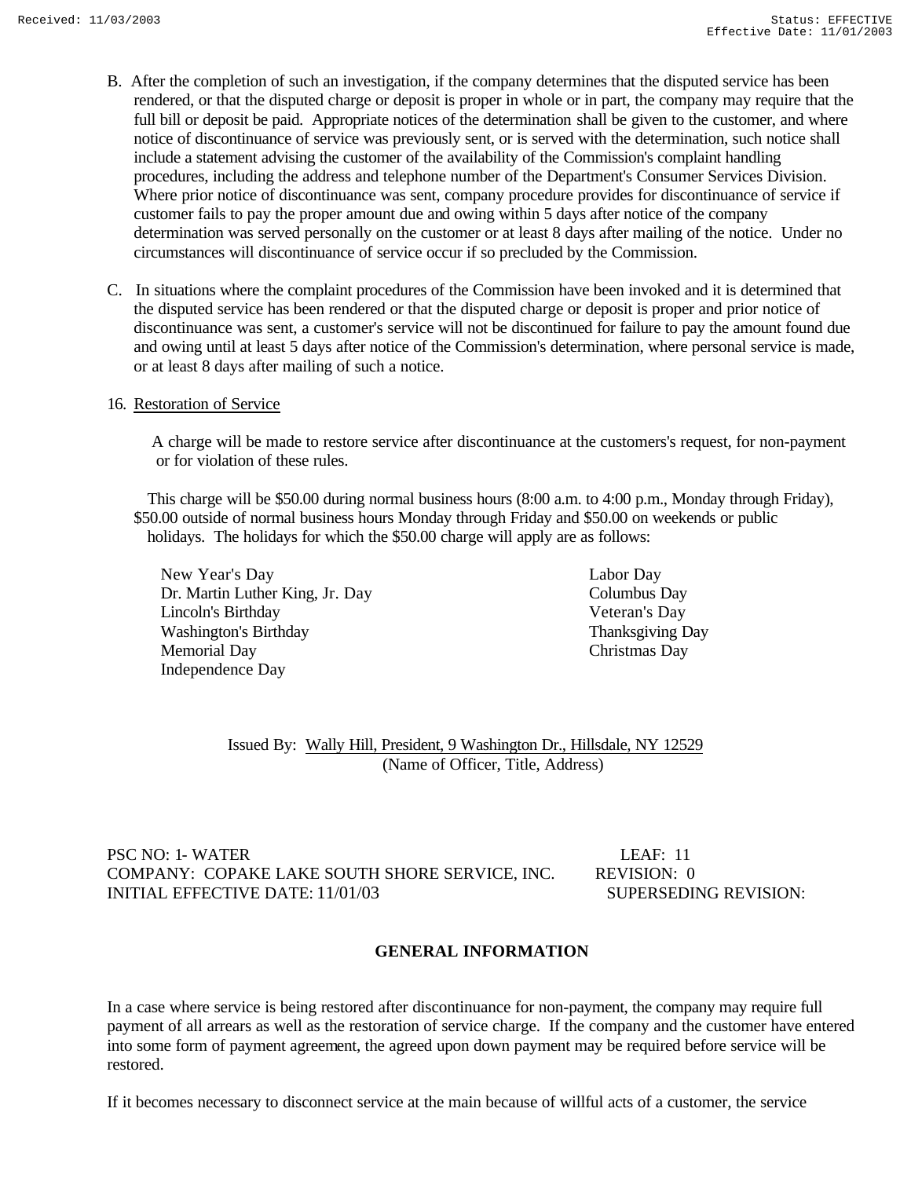B. After the completion of such an investigation, if the company determines that the disputed service has been rendered, or that the disputed charge or deposit is proper in whole or in part, the company may require that the full bill or deposit be paid. Appropriate notices of the determination shall be given to the customer, and where notice of discontinuance of service was previously sent, or is served with the determination, such notice shall include a statement advising the customer of the availability of the Commission's complaint handling procedures, including the address and telephone number of the Department's Consumer Services Division. Where prior notice of discontinuance was sent, company procedure provides for discontinuance of service if customer fails to pay the proper amount due and owing within 5 days after notice of the company determination was served personally on the customer or at least 8 days after mailing of the notice. Under no circumstances will discontinuance of service occur if so precluded by the Commission.

C. In situations where the complaint procedures of the Commission have been invoked and it is determined that the disputed service has been rendered or that the disputed charge or deposit is proper and prior notice of discontinuance was sent, a customer's service will not be discontinued for failure to pay the amount found due and owing until at least 5 days after notice of the Commission's determination, where personal service is made, or at least 8 days after mailing of such a notice.

16. Restoration of Service

A charge will be made to restore service after discontinuance at the customers's request, for non-payment or for violation of these rules.

This charge will be $50.00 during normal business hours (8:00 a.m. to 4:00 p.m., Monday through Friday), $50.00 outside of normal business hours Monday through Friday and $50.00 on weekends or public holidays. The holidays for which the $50.00 charge will apply are as follows:

- New Year's Day
- Dr. Martin Luther King, Jr. Day
- Lincoln's Birthday
- Washington's Birthday
- Memorial Day
- Independence Day
- Labor Day
- Columbus Day
- Veteran's Day
- Thanksgiving Day
- Christmas Day

Issued By: Wally Hill, President, 9 Washington Dr., Hillsdale, NY 12529
(Name of Officer, Title, Address)

PSC NO: 1- WATER LEAF: 11
COMPANY: COPAKE LAKE SOUTH SHORE SERVICE, INC. REVISION: 0
INITIAL EFFECTIVE DATE: 11/01/03 SUPERSEDING REVISION:

## GENERAL INFORMATION

In a case where service is being restored after discontinuance for non-payment, the company may require full payment of all arrears as well as the restoration of service charge. If the company and the customer have entered into some form of payment agreement, the agreed upon down payment may be required before service will be restored.

If it becomes necessary to disconnect service at the main because of willful acts of a customer, the service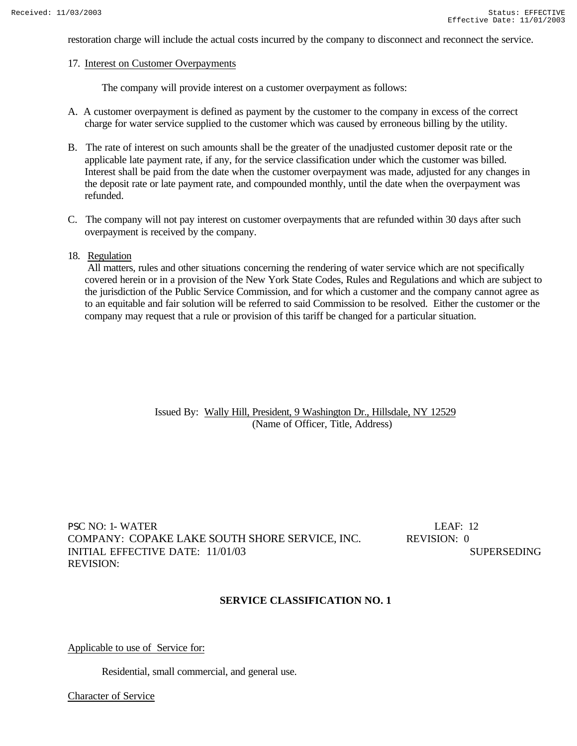restoration charge will include the actual costs incurred by the company to disconnect and reconnect the service.

17. Interest on Customer Overpayments

The company will provide interest on a customer overpayment as follows:

A. A customer overpayment is defined as payment by the customer to the company in excess of the correct charge for water service supplied to the customer which was caused by erroneous billing by the utility.

B. The rate of interest on such amounts shall be the greater of the unadjusted customer deposit rate or the applicable late payment rate, if any, for the service classification under which the customer was billed. Interest shall be paid from the date when the customer overpayment was made, adjusted for any changes in the deposit rate or late payment rate, and compounded monthly, until the date when the overpayment was refunded.

C. The company will not pay interest on customer overpayments that are refunded within 30 days after such overpayment is received by the company.

18. Regulation

All matters, rules and other situations concerning the rendering of water service which are not specifically covered herein or in a provision of the New York State Codes, Rules and Regulations and which are subject to the jurisdiction of the Public Service Commission, and for which a customer and the company cannot agree as to an equitable and fair solution will be referred to said Commission to be resolved. Either the customer or the company may request that a rule or provision of this tariff be changed for a particular situation.

Issued By: Wally Hill, President, 9 Washington Dr., Hillsdale, NY 12529
(Name of Officer, Title, Address)

PSC NO: 1- WATER LEAF: 12
COMPANY: COPAKE LAKE SOUTH SHORE SERVICE, INC. REVISION: 0
INITIAL EFFECTIVE DATE: 11/01/03 SUPERSEDING REVISION:

## SERVICE CLASSIFICATION NO. 1

Applicable to use of Service for:

Residential, small commercial, and general use.

Character of Service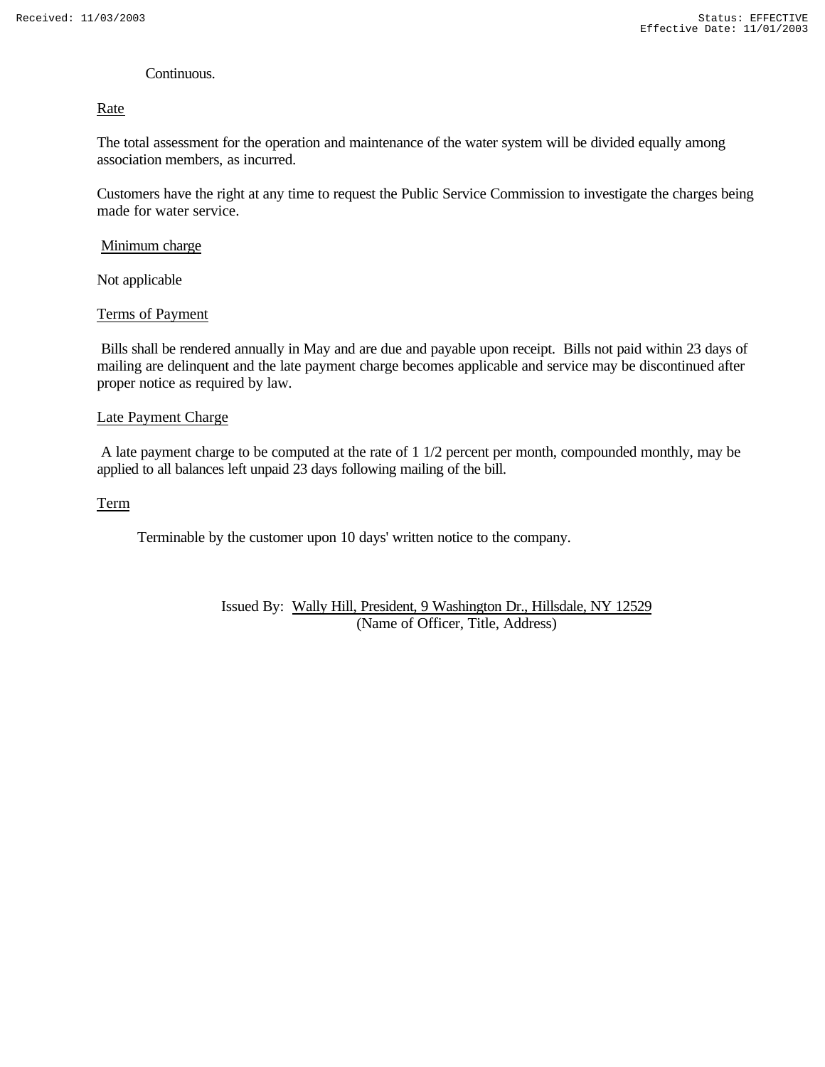Continuous.

<u>Rate</u>

The total assessment for the operation and maintenance of the water system will be divided equally among association members, as incurred.

Customers have the right at any time to request the Public Service Commission to investigate the charges being made for water service.

<u>Minimum charge</u>

Not applicable

<u>Terms of Payment</u>

Bills shall be rendered annually in May and are due and payable upon receipt. Bills not paid within 23 days of mailing are delinquent and the late payment charge becomes applicable and service may be discontinued after proper notice as required by law.

<u>Late Payment Charge</u>

A late payment charge to be computed at the rate of 1 1/2 percent per month, compounded monthly, may be applied to all balances left unpaid 23 days following mailing of the bill.

<u>Term</u>

Terminable by the customer upon 10 days' written notice to the company.

Issued By: <u>Wally Hill, President, 9 Washington Dr., Hillsdale, NY 12529</u>
(Name of Officer, Title, Address)